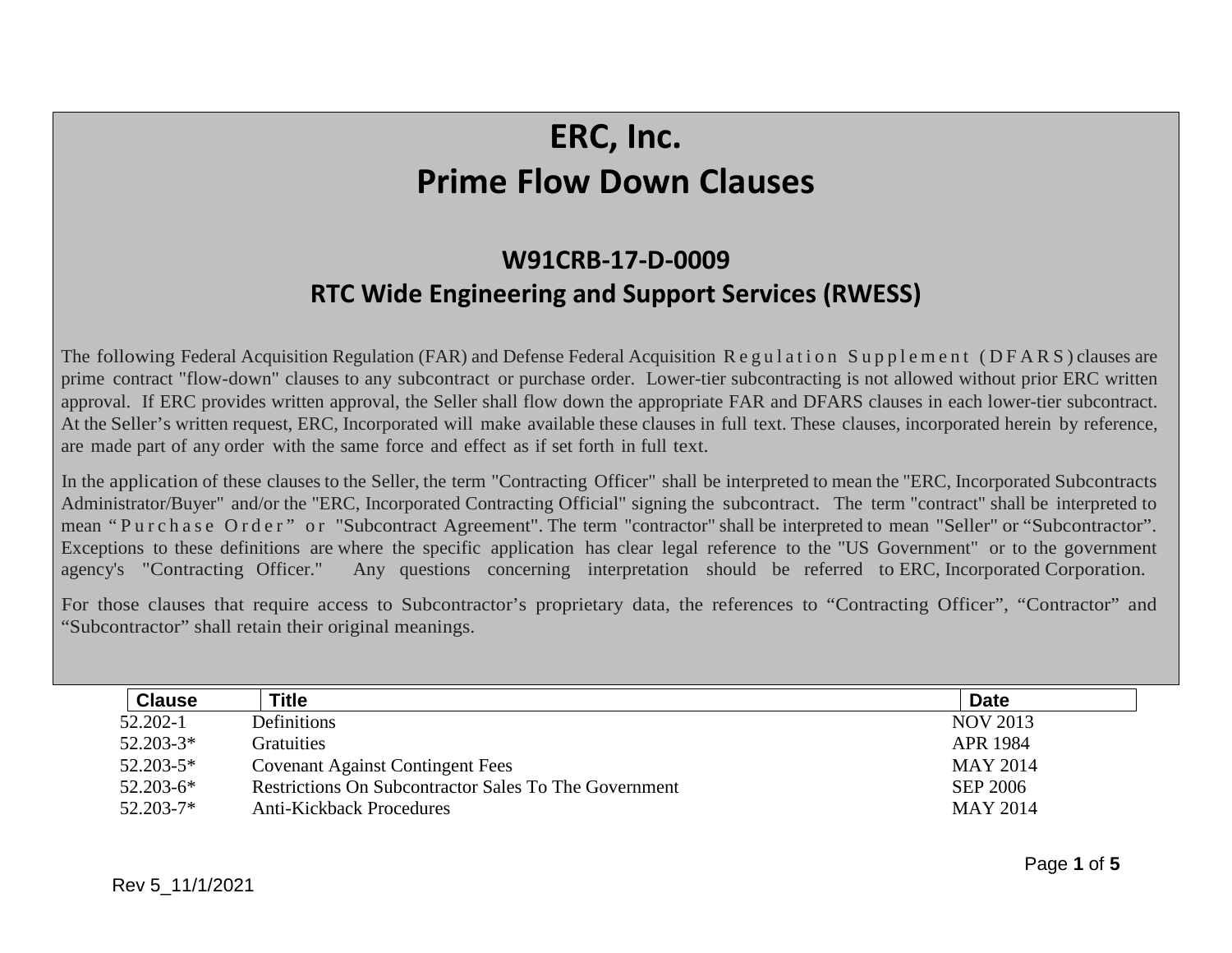# ERC, Inc.
# Prime Flow Down Clauses

## W91CRB-17-D-0009
## RTC Wide Engineering and Support Services (RWESS)

The following Federal Acquisition Regulation (FAR) and Defense Federal Acquisition Regulation Supplement (DFARS) clauses are prime contract "flow-down" clauses to any subcontract or purchase order. Lower-tier subcontracting is not allowed without prior ERC written approval. If ERC provides written approval, the Seller shall flow down the appropriate FAR and DFARS clauses in each lower-tier subcontract. At the Seller's written request, ERC, Incorporated will make available these clauses in full text. These clauses, incorporated herein by reference, are made part of any order with the same force and effect as if set forth in full text.

In the application of these clauses to the Seller, the term "Contracting Officer" shall be interpreted to mean the "ERC, Incorporated Subcontracts Administrator/Buyer" and/or the "ERC, Incorporated Contracting Official" signing the subcontract. The term "contract" shall be interpreted to mean "Purchase Order" or "Subcontract Agreement". The term "contractor" shall be interpreted to mean "Seller" or "Subcontractor". Exceptions to these definitions are where the specific application has clear legal reference to the "US Government" or to the government agency's "Contracting Officer." Any questions concerning interpretation should be referred to ERC, Incorporated Corporation.

For those clauses that require access to Subcontractor's proprietary data, the references to "Contracting Officer", "Contractor" and "Subcontractor" shall retain their original meanings.

| Clause | Title | Date |
|---|---|---|
| 52.202-1 | Definitions | NOV 2013 |
| 52.203-3* | Gratuities | APR 1984 |
| 52.203-5* | Covenant Against Contingent Fees | MAY 2014 |
| 52.203-6* | Restrictions On Subcontractor Sales To The Government | SEP 2006 |
| 52.203-7* | Anti-Kickback Procedures | MAY 2014 |

Rev 5_11/1/2021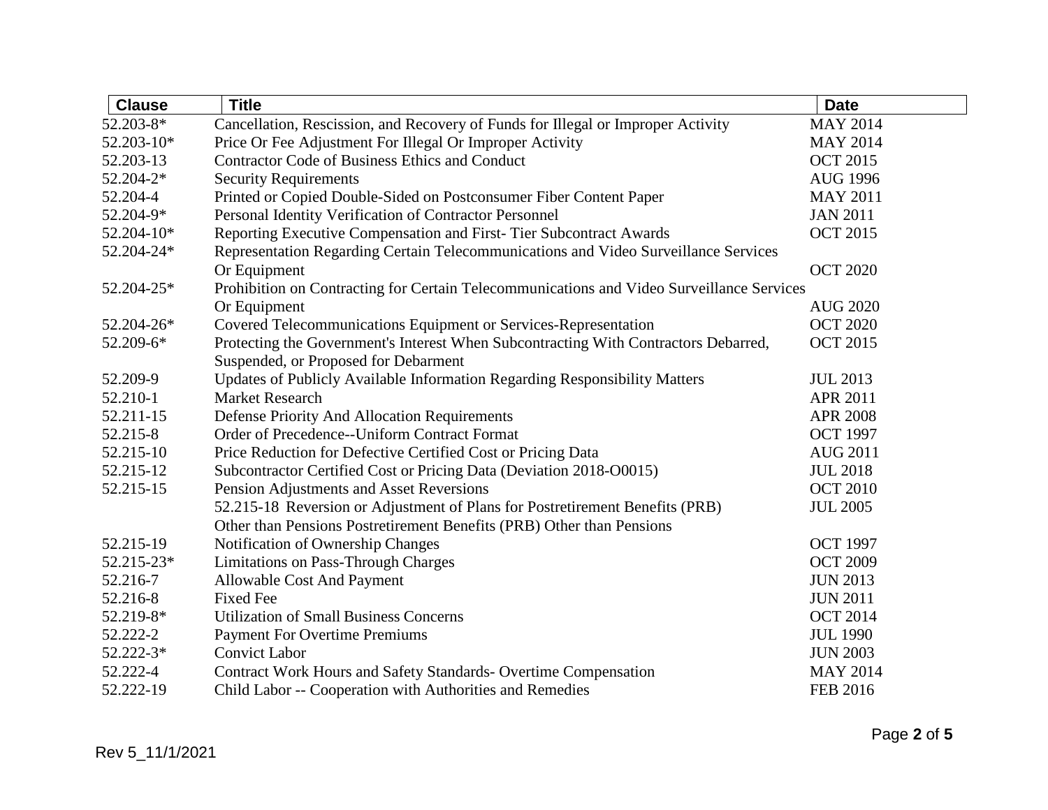| Clause | Title | Date |
| --- | --- | --- |
| 52.203-8* | Cancellation, Rescission, and Recovery of Funds for Illegal or Improper Activity | MAY 2014 |
| 52.203-10* | Price Or Fee Adjustment For Illegal Or Improper Activity | MAY 2014 |
| 52.203-13 | Contractor Code of Business Ethics and Conduct | OCT 2015 |
| 52.204-2* | Security Requirements | AUG 1996 |
| 52.204-4 | Printed or Copied Double-Sided on Postconsumer Fiber Content Paper | MAY 2011 |
| 52.204-9* | Personal Identity Verification of Contractor Personnel | JAN 2011 |
| 52.204-10* | Reporting Executive Compensation and First- Tier Subcontract Awards | OCT 2015 |
| 52.204-24* | Representation Regarding Certain Telecommunications and Video Surveillance Services Or Equipment | OCT 2020 |
| 52.204-25* | Prohibition on Contracting for Certain Telecommunications and Video Surveillance Services Or Equipment | AUG 2020 |
| 52.204-26* | Covered Telecommunications Equipment or Services-Representation | OCT 2020 |
| 52.209-6* | Protecting the Government's Interest When Subcontracting With Contractors Debarred, Suspended, or Proposed for Debarment | OCT 2015 |
| 52.209-9 | Updates of Publicly Available Information Regarding Responsibility Matters | JUL 2013 |
| 52.210-1 | Market Research | APR 2011 |
| 52.211-15 | Defense Priority And Allocation Requirements | APR 2008 |
| 52.215-8 | Order of Precedence--Uniform Contract Format | OCT 1997 |
| 52.215-10 | Price Reduction for Defective Certified Cost or Pricing Data | AUG 2011 |
| 52.215-12 | Subcontractor Certified Cost or Pricing Data (Deviation 2018-O0015) | JUL 2018 |
| 52.215-15 | Pension Adjustments and Asset Reversions | OCT 2010 |
| | 52.215-18 Reversion or Adjustment of Plans for Postretirement Benefits (PRB) Other than Pensions Postretirement Benefits (PRB) Other than Pensions | JUL 2005 |
| 52.215-19 | Notification of Ownership Changes | OCT 1997 |
| 52.215-23* | Limitations on Pass-Through Charges | OCT 2009 |
| 52.216-7 | Allowable Cost And Payment | JUN 2013 |
| 52.216-8 | Fixed Fee | JUN 2011 |
| 52.219-8* | Utilization of Small Business Concerns | OCT 2014 |
| 52.222-2 | Payment For Overtime Premiums | JUL 1990 |
| 52.222-3* | Convict Labor | JUN 2003 |
| 52.222-4 | Contract Work Hours and Safety Standards- Overtime Compensation | MAY 2014 |
| 52.222-19 | Child Labor -- Cooperation with Authorities and Remedies | FEB 2016 |

Rev 5_11/1/2021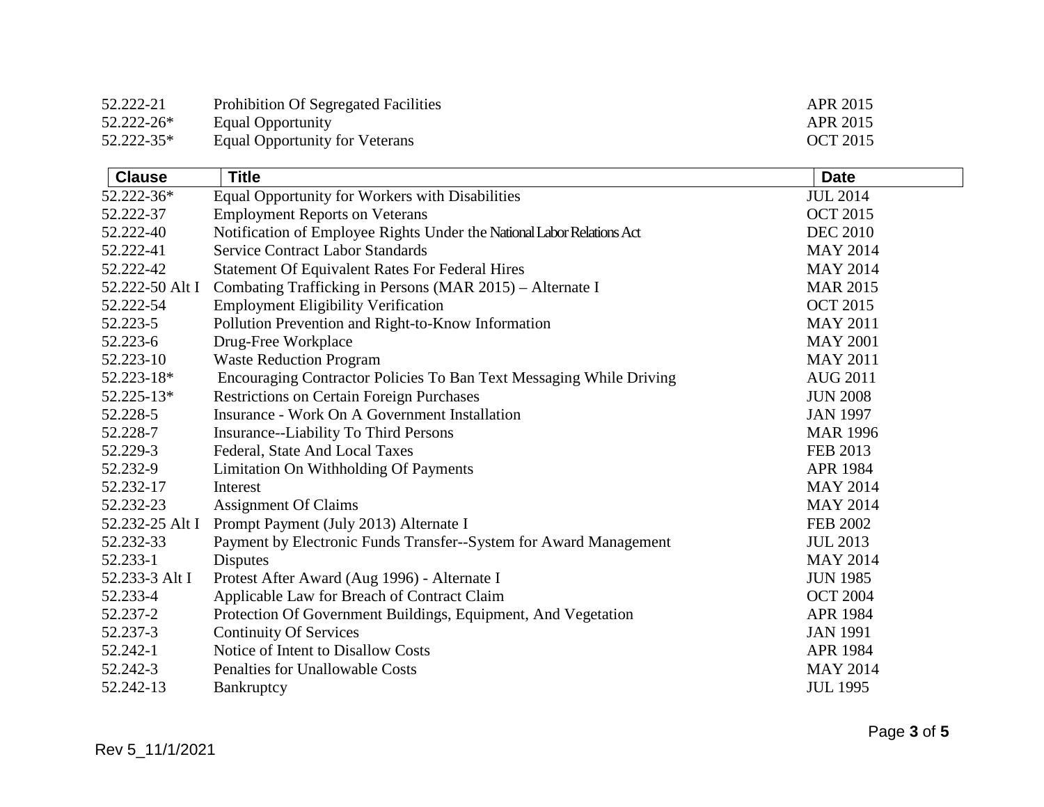| | | |
|---|---|---|
| 52.222-21 | Prohibition Of Segregated Facilities | APR 2015 |
| 52.222-26* | Equal Opportunity | APR 2015 |
| 52.222-35* | Equal Opportunity for Veterans | OCT 2015 |

| Clause | Title | Date |
|---|---|---|
| 52.222-36* | Equal Opportunity for Workers with Disabilities | JUL 2014 |
| 52.222-37 | Employment Reports on Veterans | OCT 2015 |
| 52.222-40 | Notification of Employee Rights Under the National Labor Relations Act | DEC 2010 |
| 52.222-41 | Service Contract Labor Standards | MAY 2014 |
| 52.222-42 | Statement Of Equivalent Rates For Federal Hires | MAY 2014 |
| 52.222-50 Alt I | Combating Trafficking in Persons (MAR 2015) – Alternate I | MAR 2015 |
| 52.222-54 | Employment Eligibility Verification | OCT 2015 |
| 52.223-5 | Pollution Prevention and Right-to-Know Information | MAY 2011 |
| 52.223-6 | Drug-Free Workplace | MAY 2001 |
| 52.223-10 | Waste Reduction Program | MAY 2011 |
| 52.223-18* | Encouraging Contractor Policies To Ban Text Messaging While Driving | AUG 2011 |
| 52.225-13* | Restrictions on Certain Foreign Purchases | JUN 2008 |
| 52.228-5 | Insurance - Work On A Government Installation | JAN 1997 |
| 52.228-7 | Insurance--Liability To Third Persons | MAR 1996 |
| 52.229-3 | Federal, State And Local Taxes | FEB 2013 |
| 52.232-9 | Limitation On Withholding Of Payments | APR 1984 |
| 52.232-17 | Interest | MAY 2014 |
| 52.232-23 | Assignment Of Claims | MAY 2014 |
| 52.232-25 Alt I | Prompt Payment (July 2013) Alternate I | FEB 2002 |
| 52.232-33 | Payment by Electronic Funds Transfer--System for Award Management | JUL 2013 |
| 52.233-1 | Disputes | MAY 2014 |
| 52.233-3 Alt I | Protest After Award (Aug 1996) - Alternate I | JUN 1985 |
| 52.233-4 | Applicable Law for Breach of Contract Claim | OCT 2004 |
| 52.237-2 | Protection Of Government Buildings, Equipment, And Vegetation | APR 1984 |
| 52.237-3 | Continuity Of Services | JAN 1991 |
| 52.242-1 | Notice of Intent to Disallow Costs | APR 1984 |
| 52.242-3 | Penalties for Unallowable Costs | MAY 2014 |
| 52.242-13 | Bankruptcy | JUL 1995 |

Rev 5_11/1/2021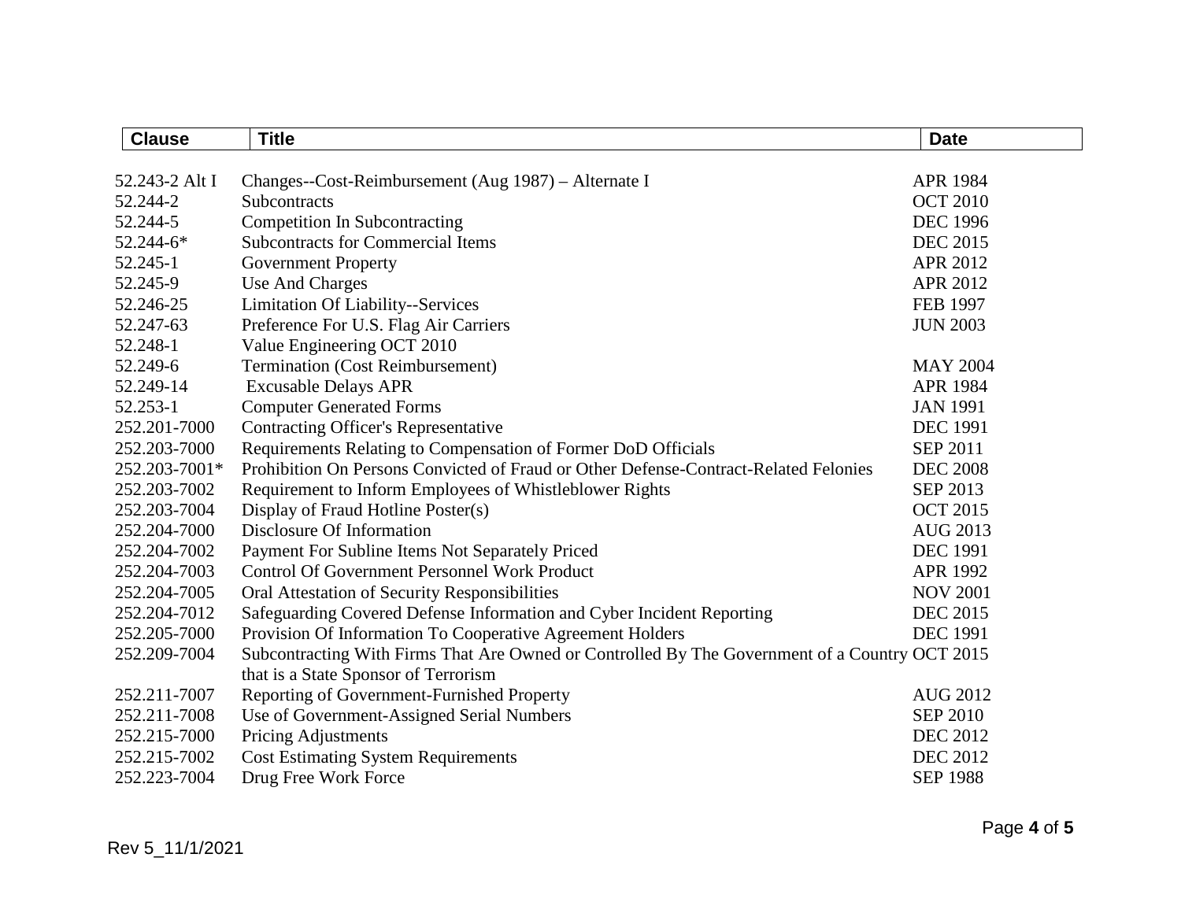| Clause | Title | Date |
|---|---|---|
| 52.243-2 Alt I | Changes--Cost-Reimbursement (Aug 1987) – Alternate I | APR 1984 |
| 52.244-2 | Subcontracts | OCT 2010 |
| 52.244-5 | Competition In Subcontracting | DEC 1996 |
| 52.244-6* | Subcontracts for Commercial Items | DEC 2015 |
| 52.245-1 | Government Property | APR 2012 |
| 52.245-9 | Use And Charges | APR 2012 |
| 52.246-25 | Limitation Of Liability--Services | FEB 1997 |
| 52.247-63 | Preference For U.S. Flag Air Carriers | JUN 2003 |
| 52.248-1 | Value Engineering OCT 2010 | |
| 52.249-6 | Termination (Cost Reimbursement) | MAY 2004 |
| 52.249-14 | Excusable Delays APR | APR 1984 |
| 52.253-1 | Computer Generated Forms | JAN 1991 |
| 252.201-7000 | Contracting Officer's Representative | DEC 1991 |
| 252.203-7000 | Requirements Relating to Compensation of Former DoD Officials | SEP 2011 |
| 252.203-7001* | Prohibition On Persons Convicted of Fraud or Other Defense-Contract-Related Felonies | DEC 2008 |
| 252.203-7002 | Requirement to Inform Employees of Whistleblower Rights | SEP 2013 |
| 252.203-7004 | Display of Fraud Hotline Poster(s) | OCT 2015 |
| 252.204-7000 | Disclosure Of Information | AUG 2013 |
| 252.204-7002 | Payment For Subline Items Not Separately Priced | DEC 1991 |
| 252.204-7003 | Control Of Government Personnel Work Product | APR 1992 |
| 252.204-7005 | Oral Attestation of Security Responsibilities | NOV 2001 |
| 252.204-7012 | Safeguarding Covered Defense Information and Cyber Incident Reporting | DEC 2015 |
| 252.205-7000 | Provision Of Information To Cooperative Agreement Holders | DEC 1991 |
| 252.209-7004 | Subcontracting With Firms That Are Owned or Controlled By The Government of a Country that is a State Sponsor of Terrorism | OCT 2015 |
| 252.211-7007 | Reporting of Government-Furnished Property | AUG 2012 |
| 252.211-7008 | Use of Government-Assigned Serial Numbers | SEP 2010 |
| 252.215-7000 | Pricing Adjustments | DEC 2012 |
| 252.215-7002 | Cost Estimating System Requirements | DEC 2012 |
| 252.223-7004 | Drug Free Work Force | SEP 1988 |

Rev 5_11/1/2021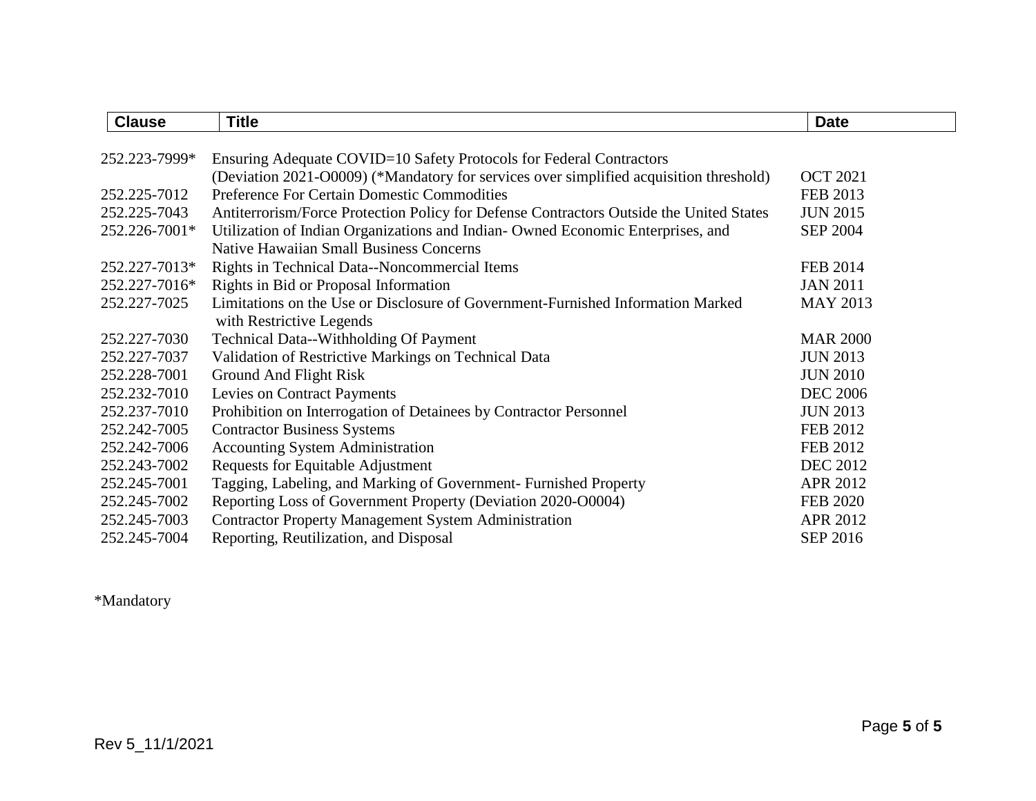| Clause | Title | Date |
|---|---|---|
| 252.223-7999* | Ensuring Adequate COVID=10 Safety Protocols for Federal Contractors (Deviation 2021-O0009) (*Mandatory for services over simplified acquisition threshold) | OCT 2021 |
| 252.225-7012 | Preference For Certain Domestic Commodities | FEB 2013 |
| 252.225-7043 | Antiterrorism/Force Protection Policy for Defense Contractors Outside the United States | JUN 2015 |
| 252.226-7001* | Utilization of Indian Organizations and Indian- Owned Economic Enterprises, and Native Hawaiian Small Business Concerns | SEP 2004 |
| 252.227-7013* | Rights in Technical Data--Noncommercial Items | FEB 2014 |
| 252.227-7016* | Rights in Bid or Proposal Information | JAN 2011 |
| 252.227-7025 | Limitations on the Use or Disclosure of Government-Furnished Information Marked with Restrictive Legends | MAY 2013 |
| 252.227-7030 | Technical Data--Withholding Of Payment | MAR 2000 |
| 252.227-7037 | Validation of Restrictive Markings on Technical Data | JUN 2013 |
| 252.228-7001 | Ground And Flight Risk | JUN 2010 |
| 252.232-7010 | Levies on Contract Payments | DEC 2006 |
| 252.237-7010 | Prohibition on Interrogation of Detainees by Contractor Personnel | JUN 2013 |
| 252.242-7005 | Contractor Business Systems | FEB 2012 |
| 252.242-7006 | Accounting System Administration | FEB 2012 |
| 252.243-7002 | Requests for Equitable Adjustment | DEC 2012 |
| 252.245-7001 | Tagging, Labeling, and Marking of Government- Furnished Property | APR 2012 |
| 252.245-7002 | Reporting Loss of Government Property (Deviation 2020-O0004) | FEB 2020 |
| 252.245-7003 | Contractor Property Management System Administration | APR 2012 |
| 252.245-7004 | Reporting, Reutilization, and Disposal | SEP 2016 |

*Mandatory

Rev 5_11/1/2021